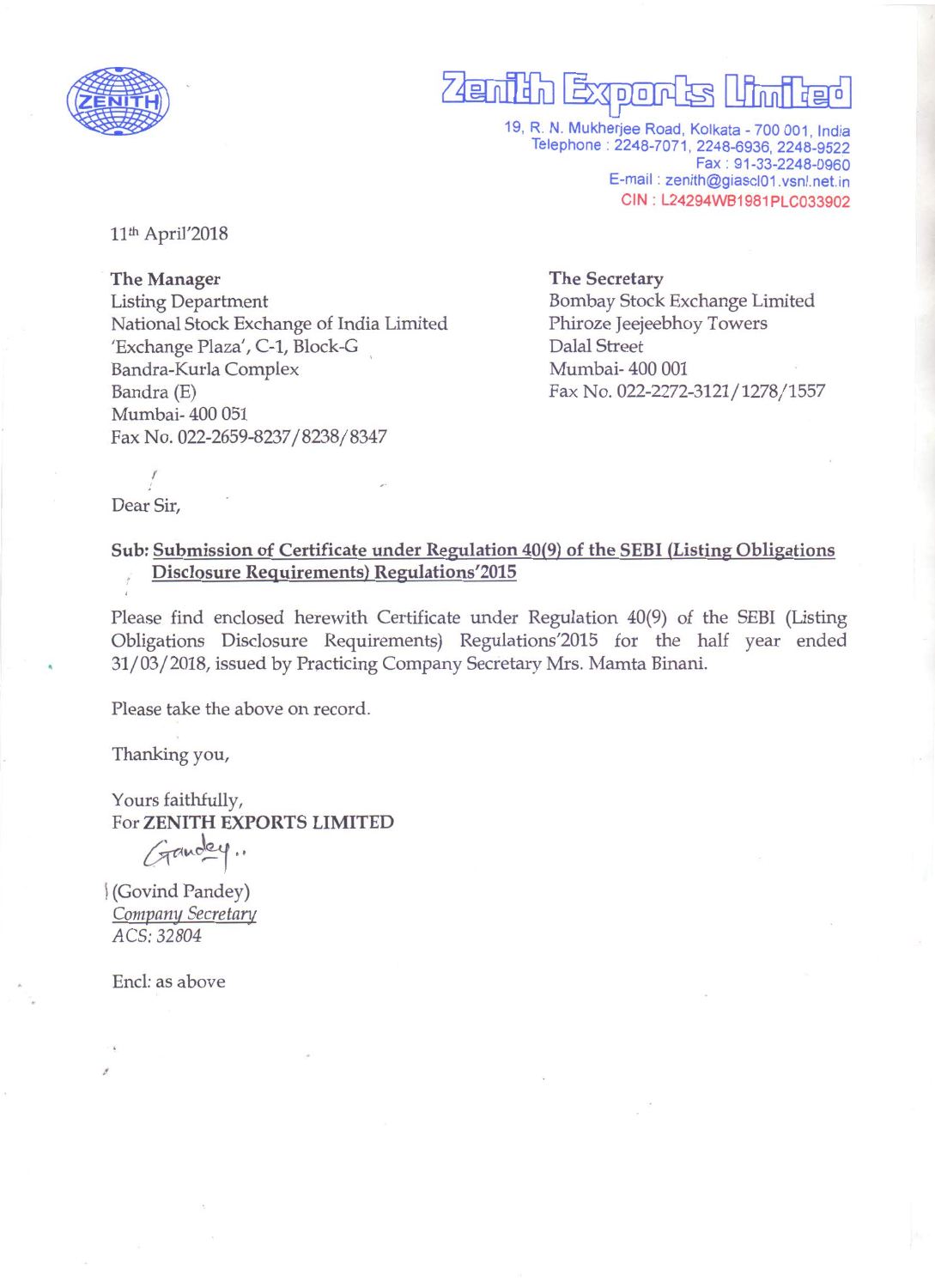# Zenith Exports Limited

19, R. N. Mukherjee Road, Kolkata - 700 001, India
Telephone : 2248-7071, 2248-6936, 2248-9522
Fax : 91-33-2248-0960
E-mail : zenith@giascl01.vsnl.net.in
CIN : L24294WB1981PLC033902

11th April'2018

**The Manager**
Listing Department
National Stock Exchange of India Limited
'Exchange Plaza', C-1, Block-G
Bandra-Kurla Complex
Bandra (E)
Mumbai- 400 051
Fax No. 022-2659-8237/8238/8347

**The Secretary**
Bombay Stock Exchange Limited
Phiroze Jeejeebhoy Towers
Dalal Street
Mumbai- 400 001
Fax No. 022-2272-3121/1278/1557

Dear Sir,

**Sub: Submission of Certificate under Regulation 40(9) of the SEBI (Listing Obligations Disclosure Requirements) Regulations'2015**

Please find enclosed herewith Certificate under Regulation 40(9) of the SEBI (Listing Obligations Disclosure Requirements) Regulations'2015 for the half year ended 31/03/2018, issued by Practicing Company Secretary Mrs. Mamta Binani.

Please take the above on record.

Thanking you,

Yours faithfully,
For **ZENITH EXPORTS LIMITED**

(Govind Pandey)
*Company Secretary*
*ACS: 32804*

Encl: as above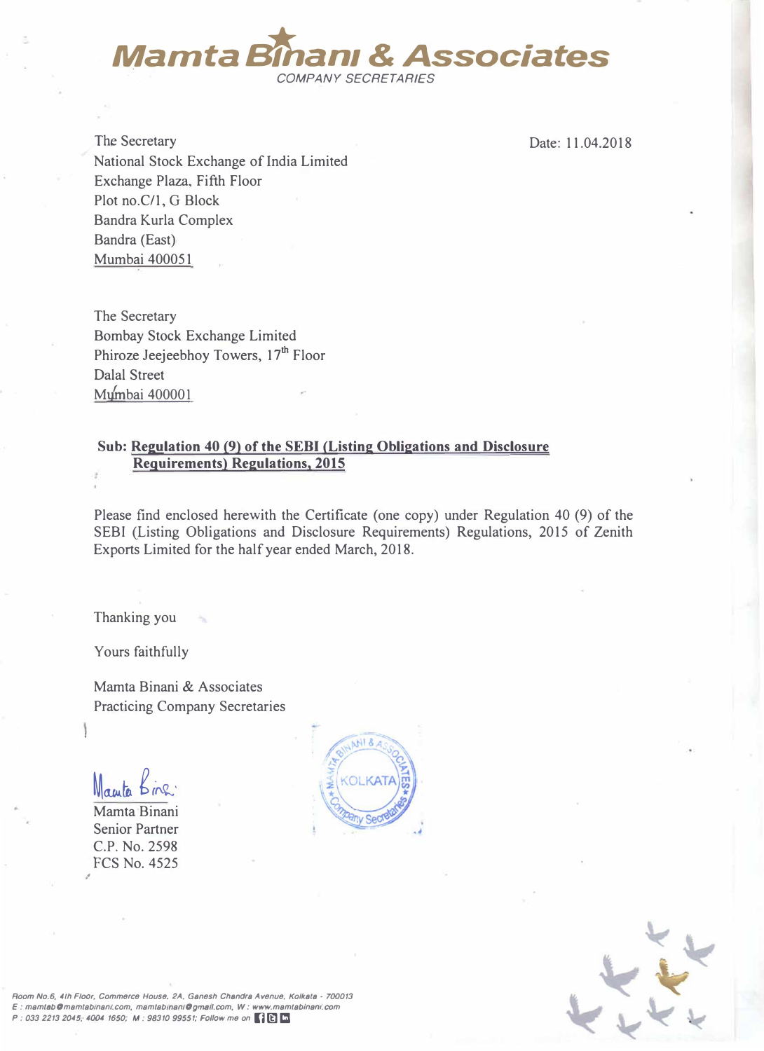# Mamta Binani & Associates

COMPANY SECRETARIES

Date: 11.04.2018

The Secretary
National Stock Exchange of India Limited
Exchange Plaza, Fifth Floor
Plot no.C/1, G Block
Bandra Kurla Complex
Bandra (East)
Mumbai 400051

The Secretary
Bombay Stock Exchange Limited
Phiroze Jeejeebhoy Towers, 17th Floor
Dalal Street
Mumbai 400001

**Sub: Regulation 40 (9) of the SEBI (Listing Obligations and Disclosure Requirements) Regulations, 2015**

Please find enclosed herewith the Certificate (one copy) under Regulation 40 (9) of the SEBI (Listing Obligations and Disclosure Requirements) Regulations, 2015 of Zenith Exports Limited for the half year ended March, 2018.

Thanking you

Yours faithfully

Mamta Binani & Associates
Practicing Company Secretaries

Mamta Binani
Senior Partner
C.P. No. 2598
FCS No. 4525

Room No.6, 4th Floor, Commerce House, 2A, Ganesh Chandra Avenue, Kolkata - 700013
E : mamtab@mamtabinani.com, mamtabinani@gmail.com, W : www.mamtabinani.com
P : 033 2213 2045, 4004 1650; M : 98310 99551; Follow me on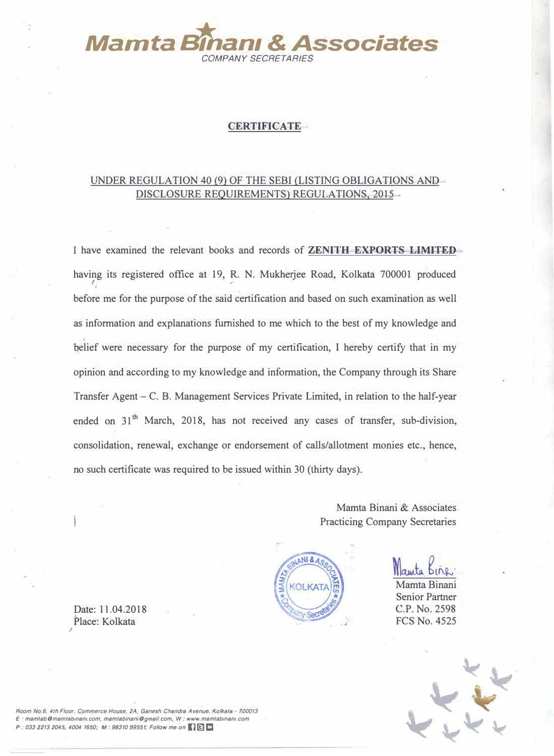# Mamta Binani & Associates

COMPANY SECRETARIES

## CERTIFICATE

UNDER REGULATION 40 (9) OF THE SEBI (LISTING OBLIGATIONS AND DISCLOSURE REQUIREMENTS) REGULATIONS, 2015

I have examined the relevant books and records of **ZENITH EXPORTS LIMITED** having its registered office at 19, R. N. Mukherjee Road, Kolkata 700001 produced before me for the purpose of the said certification and based on such examination as well as information and explanations furnished to me which to the best of my knowledge and belief were necessary for the purpose of my certification, I hereby certify that in my opinion and according to my knowledge and information, the Company through its Share Transfer Agent – C. B. Management Services Private Limited, in relation to the half-year ended on 31th March, 2018, has not received any cases of transfer, sub-division, consolidation, renewal, exchange or endorsement of calls/allotment monies etc., hence, no such certificate was required to be issued within 30 (thirty days).

Mamta Binani & Associates
Practicing Company Secretaries

Mamta Binani
Senior Partner
C.P. No. 2598
FCS No. 4525

Date: 11.04.2018
Place: Kolkata

Room No.6, 4th Floor, Commerce House, 2A, Ganesh Chandra Avenue, Kolkata - 700013
E : mamtab@mamtabinani.com, mamtabinani@gmail.com, W : www.mamtabinani.com
P : 033 2213 2045, 4004 1650; M : 98310 99551; Follow me on